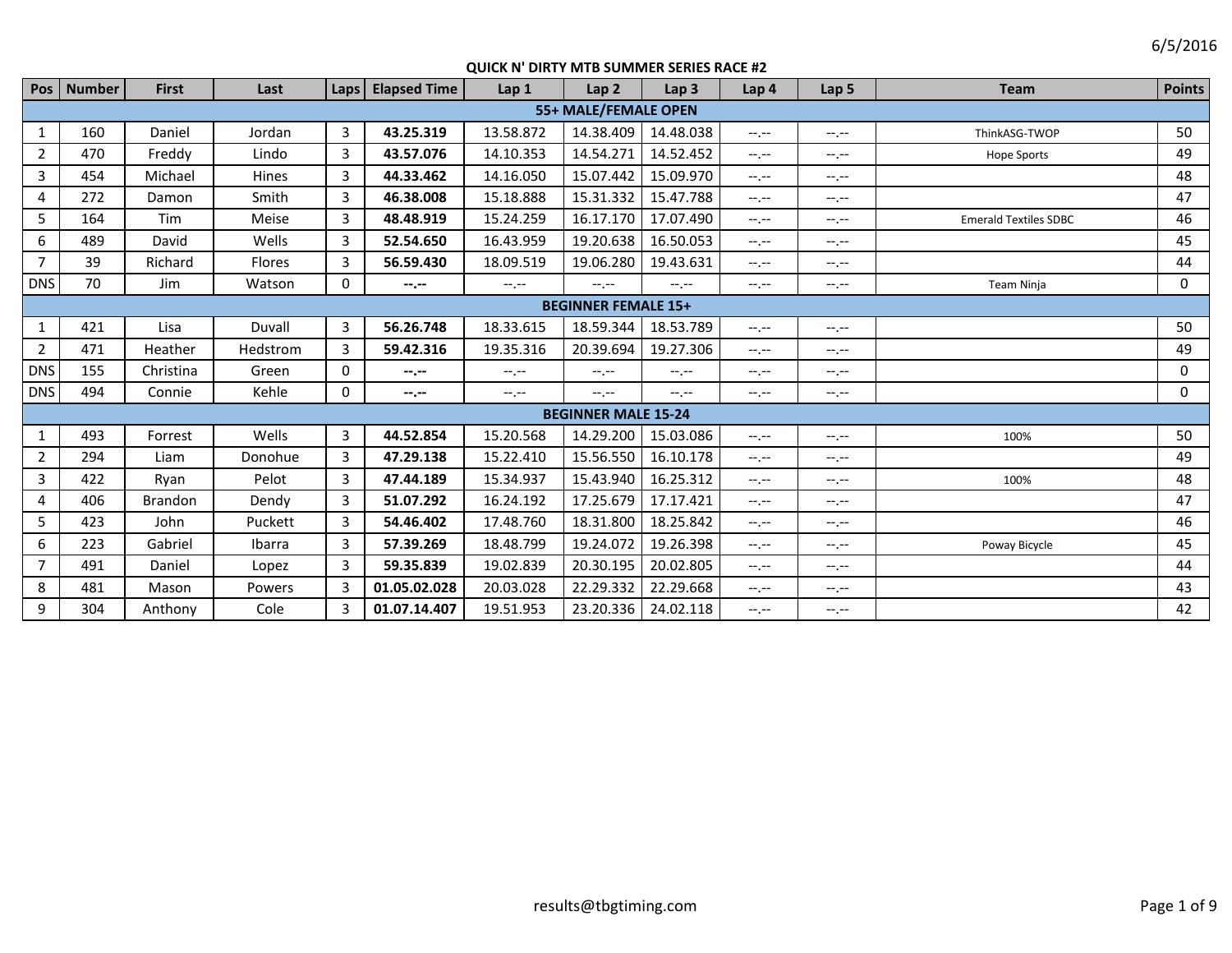6/5/2016

# QUICK N' DIRTY MTB SUMMER SERIES RACE #2

| Pos | Number | First | Last | Laps | Elapsed Time | Lap 1 | Lap 2 | Lap 3 | Lap 4 | Lap 5 | Team | Points |
|---|---|---|---|---|---|---|---|---|---|---|---|---|
| **55+ MALE/FEMALE OPEN** | | | | | | | | | | | | |
| 1 | 160 | Daniel | Jordan | 3 | **43.25.319** | 13.58.872 | 14.38.409 | 14.48.038 | --.-- | --.-- | ThinkASG-TWOP | 50 |
| 2 | 470 | Freddy | Lindo | 3 | **43.57.076** | 14.10.353 | 14.54.271 | 14.52.452 | --.-- | --.-- | Hope Sports | 49 |
| 3 | 454 | Michael | Hines | 3 | **44.33.462** | 14.16.050 | 15.07.442 | 15.09.970 | --.-- | --.-- | | 48 |
| 4 | 272 | Damon | Smith | 3 | **46.38.008** | 15.18.888 | 15.31.332 | 15.47.788 | --.-- | --.-- | | 47 |
| 5 | 164 | Tim | Meise | 3 | **48.48.919** | 15.24.259 | 16.17.170 | 17.07.490 | --.-- | --.-- | Emerald Textiles SDBC | 46 |
| 6 | 489 | David | Wells | 3 | **52.54.650** | 16.43.959 | 19.20.638 | 16.50.053 | --.-- | --.-- | | 45 |
| 7 | 39 | Richard | Flores | 3 | **56.59.430** | 18.09.519 | 19.06.280 | 19.43.631 | --.-- | --.-- | | 44 |
| DNS | 70 | Jim | Watson | 0 | **--.--** | --.-- | --.-- | --.-- | --.-- | --.-- | Team Ninja | 0 |
| **BEGINNER FEMALE 15+** | | | | | | | | | | | | |
| 1 | 421 | Lisa | Duvall | 3 | **56.26.748** | 18.33.615 | 18.59.344 | 18.53.789 | --.-- | --.-- | | 50 |
| 2 | 471 | Heather | Hedstrom | 3 | **59.42.316** | 19.35.316 | 20.39.694 | 19.27.306 | --.-- | --.-- | | 49 |
| DNS | 155 | Christina | Green | 0 | **--.--** | --.-- | --.-- | --.-- | --.-- | --.-- | | 0 |
| DNS | 494 | Connie | Kehle | 0 | **--.--** | --.-- | --.-- | --.-- | --.-- | --.-- | | 0 |
| **BEGINNER MALE 15-24** | | | | | | | | | | | | |
| 1 | 493 | Forrest | Wells | 3 | **44.52.854** | 15.20.568 | 14.29.200 | 15.03.086 | --.-- | --.-- | 100% | 50 |
| 2 | 294 | Liam | Donohue | 3 | **47.29.138** | 15.22.410 | 15.56.550 | 16.10.178 | --.-- | --.-- | | 49 |
| 3 | 422 | Ryan | Pelot | 3 | **47.44.189** | 15.34.937 | 15.43.940 | 16.25.312 | --.-- | --.-- | 100% | 48 |
| 4 | 406 | Brandon | Dendy | 3 | **51.07.292** | 16.24.192 | 17.25.679 | 17.17.421 | --.-- | --.-- | | 47 |
| 5 | 423 | John | Puckett | 3 | **54.46.402** | 17.48.760 | 18.31.800 | 18.25.842 | --.-- | --.-- | | 46 |
| 6 | 223 | Gabriel | Ibarra | 3 | **57.39.269** | 18.48.799 | 19.24.072 | 19.26.398 | --.-- | --.-- | Poway Bicycle | 45 |
| 7 | 491 | Daniel | Lopez | 3 | **59.35.839** | 19.02.839 | 20.30.195 | 20.02.805 | --.-- | --.-- | | 44 |
| 8 | 481 | Mason | Powers | 3 | **01.05.02.028** | 20.03.028 | 22.29.332 | 22.29.668 | --.-- | --.-- | | 43 |
| 9 | 304 | Anthony | Cole | 3 | **01.07.14.407** | 19.51.953 | 23.20.336 | 24.02.118 | --.-- | --.-- | | 42 |

results@tbgtiming.com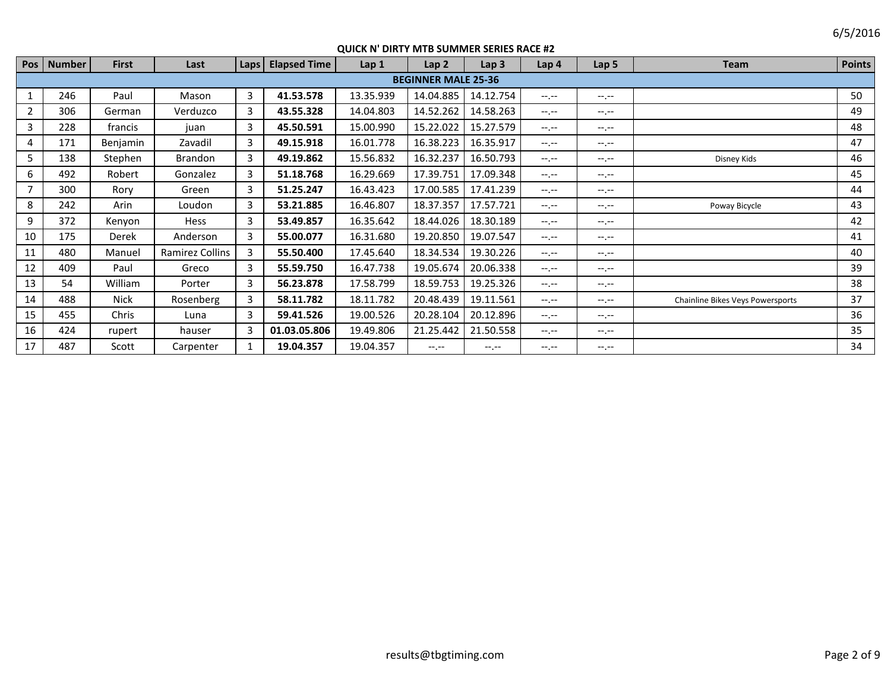6/5/2016

## QUICK N' DIRTY MTB SUMMER SERIES RACE #2

| Pos | Number | First | Last | Laps | Elapsed Time | Lap 1 | Lap 2 | Lap 3 | Lap 4 | Lap 5 | Team | Points |
|---|---|---|---|---|---|---|---|---|---|---|---|---|
| **BEGINNER MALE 25-36** | | | | | | | | | | | | |
| 1 | 246 | Paul | Mason | 3 | **41.53.578** | 13.35.939 | 14.04.885 | 14.12.754 | --.-- | --.-- | | 50 |
| 2 | 306 | German | Verduzco | 3 | **43.55.328** | 14.04.803 | 14.52.262 | 14.58.263 | --.-- | --.-- | | 49 |
| 3 | 228 | francis | juan | 3 | **45.50.591** | 15.00.990 | 15.22.022 | 15.27.579 | --.-- | --.-- | | 48 |
| 4 | 171 | Benjamin | Zavadil | 3 | **49.15.918** | 16.01.778 | 16.38.223 | 16.35.917 | --.-- | --.-- | | 47 |
| 5 | 138 | Stephen | Brandon | 3 | **49.19.862** | 15.56.832 | 16.32.237 | 16.50.793 | --.-- | --.-- | Disney Kids | 46 |
| 6 | 492 | Robert | Gonzalez | 3 | **51.18.768** | 16.29.669 | 17.39.751 | 17.09.348 | --.-- | --.-- | | 45 |
| 7 | 300 | Rory | Green | 3 | **51.25.247** | 16.43.423 | 17.00.585 | 17.41.239 | --.-- | --.-- | | 44 |
| 8 | 242 | Arin | Loudon | 3 | **53.21.885** | 16.46.807 | 18.37.357 | 17.57.721 | --.-- | --.-- | Poway Bicycle | 43 |
| 9 | 372 | Kenyon | Hess | 3 | **53.49.857** | 16.35.642 | 18.44.026 | 18.30.189 | --.-- | --.-- | | 42 |
| 10 | 175 | Derek | Anderson | 3 | **55.00.077** | 16.31.680 | 19.20.850 | 19.07.547 | --.-- | --.-- | | 41 |
| 11 | 480 | Manuel | Ramirez Collins | 3 | **55.50.400** | 17.45.640 | 18.34.534 | 19.30.226 | --.-- | --.-- | | 40 |
| 12 | 409 | Paul | Greco | 3 | **55.59.750** | 16.47.738 | 19.05.674 | 20.06.338 | --.-- | --.-- | | 39 |
| 13 | 54 | William | Porter | 3 | **56.23.878** | 17.58.799 | 18.59.753 | 19.25.326 | --.-- | --.-- | | 38 |
| 14 | 488 | Nick | Rosenberg | 3 | **58.11.782** | 18.11.782 | 20.48.439 | 19.11.561 | --.-- | --.-- | Chainline Bikes Veys Powersports | 37 |
| 15 | 455 | Chris | Luna | 3 | **59.41.526** | 19.00.526 | 20.28.104 | 20.12.896 | --.-- | --.-- | | 36 |
| 16 | 424 | rupert | hauser | 3 | **01.03.05.806** | 19.49.806 | 21.25.442 | 21.50.558 | --.-- | --.-- | | 35 |
| 17 | 487 | Scott | Carpenter | 1 | **19.04.357** | 19.04.357 | --.-- | --.-- | --.-- | --.-- | | 34 |

results@tbgtiming.com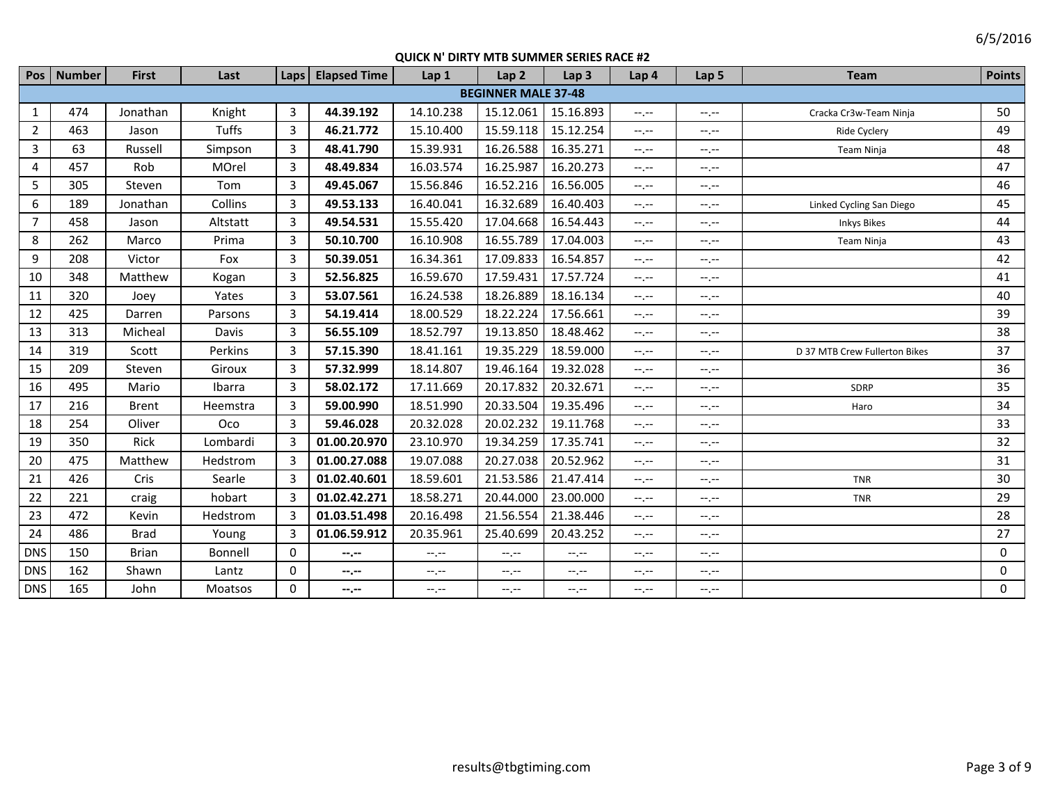6/5/2016

## QUICK N' DIRTY MTB SUMMER SERIES RACE #2

| Pos | Number | First | Last | Laps | Elapsed Time | Lap 1 | Lap 2 | Lap 3 | Lap 4 | Lap 5 | Team | Points |
|---|---|---|---|---|---|---|---|---|---|---|---|---|
| **BEGINNER MALE 37-48** | | | | | | | | | | | | |
| 1 | 474 | Jonathan | Knight | 3 | **44.39.192** | 14.10.238 | 15.12.061 | 15.16.893 | --.-- | --.-- | Cracka Cr3w-Team Ninja | 50 |
| 2 | 463 | Jason | Tuffs | 3 | **46.21.772** | 15.10.400 | 15.59.118 | 15.12.254 | --.-- | --.-- | Ride Cyclery | 49 |
| 3 | 63 | Russell | Simpson | 3 | **48.41.790** | 15.39.931 | 16.26.588 | 16.35.271 | --.-- | --.-- | Team Ninja | 48 |
| 4 | 457 | Rob | MOrel | 3 | **48.49.834** | 16.03.574 | 16.25.987 | 16.20.273 | --.-- | --.-- | | 47 |
| 5 | 305 | Steven | Tom | 3 | **49.45.067** | 15.56.846 | 16.52.216 | 16.56.005 | --.-- | --.-- | | 46 |
| 6 | 189 | Jonathan | Collins | 3 | **49.53.133** | 16.40.041 | 16.32.689 | 16.40.403 | --.-- | --.-- | Linked Cycling San Diego | 45 |
| 7 | 458 | Jason | Altstatt | 3 | **49.54.531** | 15.55.420 | 17.04.668 | 16.54.443 | --.-- | --.-- | Inkys Bikes | 44 |
| 8 | 262 | Marco | Prima | 3 | **50.10.700** | 16.10.908 | 16.55.789 | 17.04.003 | --.-- | --.-- | Team Ninja | 43 |
| 9 | 208 | Victor | Fox | 3 | **50.39.051** | 16.34.361 | 17.09.833 | 16.54.857 | --.-- | --.-- | | 42 |
| 10 | 348 | Matthew | Kogan | 3 | **52.56.825** | 16.59.670 | 17.59.431 | 17.57.724 | --.-- | --.-- | | 41 |
| 11 | 320 | Joey | Yates | 3 | **53.07.561** | 16.24.538 | 18.26.889 | 18.16.134 | --.-- | --.-- | | 40 |
| 12 | 425 | Darren | Parsons | 3 | **54.19.414** | 18.00.529 | 18.22.224 | 17.56.661 | --.-- | --.-- | | 39 |
| 13 | 313 | Micheal | Davis | 3 | **56.55.109** | 18.52.797 | 19.13.850 | 18.48.462 | --.-- | --.-- | | 38 |
| 14 | 319 | Scott | Perkins | 3 | **57.15.390** | 18.41.161 | 19.35.229 | 18.59.000 | --.-- | --.-- | D 37 MTB Crew Fullerton Bikes | 37 |
| 15 | 209 | Steven | Giroux | 3 | **57.32.999** | 18.14.807 | 19.46.164 | 19.32.028 | --.-- | --.-- | | 36 |
| 16 | 495 | Mario | Ibarra | 3 | **58.02.172** | 17.11.669 | 20.17.832 | 20.32.671 | --.-- | --.-- | SDRP | 35 |
| 17 | 216 | Brent | Heemstra | 3 | **59.00.990** | 18.51.990 | 20.33.504 | 19.35.496 | --.-- | --.-- | Haro | 34 |
| 18 | 254 | Oliver | Oco | 3 | **59.46.028** | 20.32.028 | 20.02.232 | 19.11.768 | --.-- | --.-- | | 33 |
| 19 | 350 | Rick | Lombardi | 3 | **01.00.20.970** | 23.10.970 | 19.34.259 | 17.35.741 | --.-- | --.-- | | 32 |
| 20 | 475 | Matthew | Hedstrom | 3 | **01.00.27.088** | 19.07.088 | 20.27.038 | 20.52.962 | --.-- | --.-- | | 31 |
| 21 | 426 | Cris | Searle | 3 | **01.02.40.601** | 18.59.601 | 21.53.586 | 21.47.414 | --.-- | --.-- | TNR | 30 |
| 22 | 221 | craig | hobart | 3 | **01.02.42.271** | 18.58.271 | 20.44.000 | 23.00.000 | --.-- | --.-- | TNR | 29 |
| 23 | 472 | Kevin | Hedstrom | 3 | **01.03.51.498** | 20.16.498 | 21.56.554 | 21.38.446 | --.-- | --.-- | | 28 |
| 24 | 486 | Brad | Young | 3 | **01.06.59.912** | 20.35.961 | 25.40.699 | 20.43.252 | --.-- | --.-- | | 27 |
| DNS | 150 | Brian | Bonnell | 0 | **--.--** | --.-- | --.-- | --.-- | --.-- | --.-- | | 0 |
| DNS | 162 | Shawn | Lantz | 0 | **--.--** | --.-- | --.-- | --.-- | --.-- | --.-- | | 0 |
| DNS | 165 | John | Moatsos | 0 | **--.--** | --.-- | --.-- | --.-- | --.-- | --.-- | | 0 |

results@tbgtiming.com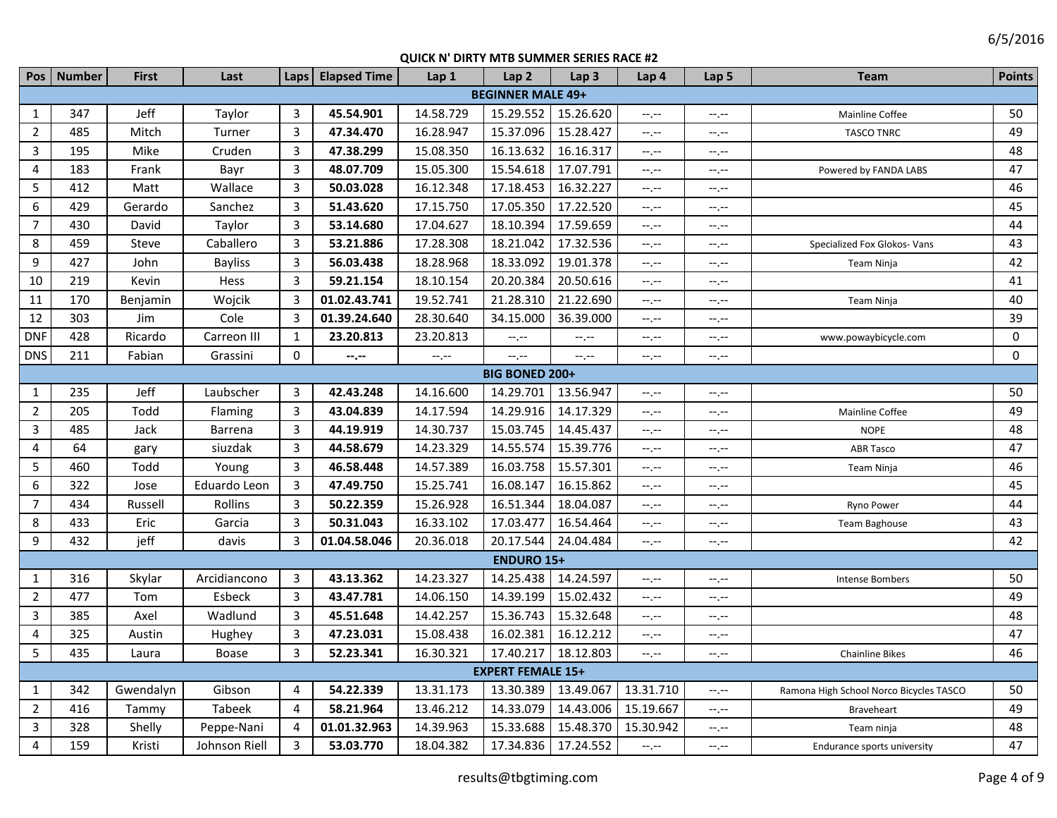## QUICK N' DIRTY MTB SUMMER SERIES RACE #2

| Pos | Number | First | Last | Laps | Elapsed Time | Lap 1 | Lap 2 | Lap 3 | Lap 4 | Lap 5 | Team | Points |
|---|---|---|---|---|---|---|---|---|---|---|---|---|
| **BEGINNER MALE 49+** | | | | | | | | | | | | |
| 1 | 347 | Jeff | Taylor | 3 | **45.54.901** | 14.58.729 | 15.29.552 | 15.26.620 | --.-- | --.-- | Mainline Coffee | 50 |
| 2 | 485 | Mitch | Turner | 3 | **47.34.470** | 16.28.947 | 15.37.096 | 15.28.427 | --.-- | --.-- | TASCO TNRC | 49 |
| 3 | 195 | Mike | Cruden | 3 | **47.38.299** | 15.08.350 | 16.13.632 | 16.16.317 | --.-- | --.-- | | 48 |
| 4 | 183 | Frank | Bayr | 3 | **48.07.709** | 15.05.300 | 15.54.618 | 17.07.791 | --.-- | --.-- | Powered by FANDA LABS | 47 |
| 5 | 412 | Matt | Wallace | 3 | **50.03.028** | 16.12.348 | 17.18.453 | 16.32.227 | --.-- | --.-- | | 46 |
| 6 | 429 | Gerardo | Sanchez | 3 | **51.43.620** | 17.15.750 | 17.05.350 | 17.22.520 | --.-- | --.-- | | 45 |
| 7 | 430 | David | Taylor | 3 | **53.14.680** | 17.04.627 | 18.10.394 | 17.59.659 | --.-- | --.-- | | 44 |
| 8 | 459 | Steve | Caballero | 3 | **53.21.886** | 17.28.308 | 18.21.042 | 17.32.536 | --.-- | --.-- | Specialized Fox Glokos- Vans | 43 |
| 9 | 427 | John | Bayliss | 3 | **56.03.438** | 18.28.968 | 18.33.092 | 19.01.378 | --.-- | --.-- | Team Ninja | 42 |
| 10 | 219 | Kevin | Hess | 3 | **59.21.154** | 18.10.154 | 20.20.384 | 20.50.616 | --.-- | --.-- | | 41 |
| 11 | 170 | Benjamin | Wojcik | 3 | **01.02.43.741** | 19.52.741 | 21.28.310 | 21.22.690 | --.-- | --.-- | Team Ninja | 40 |
| 12 | 303 | Jim | Cole | 3 | **01.39.24.640** | 28.30.640 | 34.15.000 | 36.39.000 | --.-- | --.-- | | 39 |
| DNF | 428 | Ricardo | Carreon III | 1 | **23.20.813** | 23.20.813 | --.-- | --.-- | --.-- | --.-- | www.powaybicycle.com | 0 |
| DNS | 211 | Fabian | Grassini | 0 | **--.--** | --.-- | --.-- | --.-- | --.-- | --.-- | | 0 |
| **BIG BONED 200+** | | | | | | | | | | | | |
| 1 | 235 | Jeff | Laubscher | 3 | **42.43.248** | 14.16.600 | 14.29.701 | 13.56.947 | --.-- | --.-- | | 50 |
| 2 | 205 | Todd | Flaming | 3 | **43.04.839** | 14.17.594 | 14.29.916 | 14.17.329 | --.-- | --.-- | Mainline Coffee | 49 |
| 3 | 485 | Jack | Barrena | 3 | **44.19.919** | 14.30.737 | 15.03.745 | 14.45.437 | --.-- | --.-- | NOPE | 48 |
| 4 | 64 | gary | siuzdak | 3 | **44.58.679** | 14.23.329 | 14.55.574 | 15.39.776 | --.-- | --.-- | ABR Tasco | 47 |
| 5 | 460 | Todd | Young | 3 | **46.58.448** | 14.57.389 | 16.03.758 | 15.57.301 | --.-- | --.-- | Team Ninja | 46 |
| 6 | 322 | Jose | Eduardo Leon | 3 | **47.49.750** | 15.25.741 | 16.08.147 | 16.15.862 | --.-- | --.-- | | 45 |
| 7 | 434 | Russell | Rollins | 3 | **50.22.359** | 15.26.928 | 16.51.344 | 18.04.087 | --.-- | --.-- | Ryno Power | 44 |
| 8 | 433 | Eric | Garcia | 3 | **50.31.043** | 16.33.102 | 17.03.477 | 16.54.464 | --.-- | --.-- | Team Baghouse | 43 |
| 9 | 432 | jeff | davis | 3 | **01.04.58.046** | 20.36.018 | 20.17.544 | 24.04.484 | --.-- | --.-- | | 42 |
| **ENDURO 15+** | | | | | | | | | | | | |
| 1 | 316 | Skylar | Arcidiancono | 3 | **43.13.362** | 14.23.327 | 14.25.438 | 14.24.597 | --.-- | --.-- | Intense Bombers | 50 |
| 2 | 477 | Tom | Esbeck | 3 | **43.47.781** | 14.06.150 | 14.39.199 | 15.02.432 | --.-- | --.-- | | 49 |
| 3 | 385 | Axel | Wadlund | 3 | **45.51.648** | 14.42.257 | 15.36.743 | 15.32.648 | --.-- | --.-- | | 48 |
| 4 | 325 | Austin | Hughey | 3 | **47.23.031** | 15.08.438 | 16.02.381 | 16.12.212 | --.-- | --.-- | | 47 |
| 5 | 435 | Laura | Boase | 3 | **52.23.341** | 16.30.321 | 17.40.217 | 18.12.803 | --.-- | --.-- | Chainline Bikes | 46 |
| **EXPERT FEMALE 15+** | | | | | | | | | | | | |
| 1 | 342 | Gwendalyn | Gibson | 4 | **54.22.339** | 13.31.173 | 13.30.389 | 13.49.067 | 13.31.710 | --.-- | Ramona High School Norco Bicycles TASCO | 50 |
| 2 | 416 | Tammy | Tabeek | 4 | **58.21.964** | 13.46.212 | 14.33.079 | 14.43.006 | 15.19.667 | --.-- | Braveheart | 49 |
| 3 | 328 | Shelly | Peppe-Nani | 4 | **01.01.32.963** | 14.39.963 | 15.33.688 | 15.48.370 | 15.30.942 | --.-- | Team ninja | 48 |
| 4 | 159 | Kristi | Johnson Riell | 3 | **53.03.770** | 18.04.382 | 17.34.836 | 17.24.552 | --.-- | --.-- | Endurance sports university | 47 |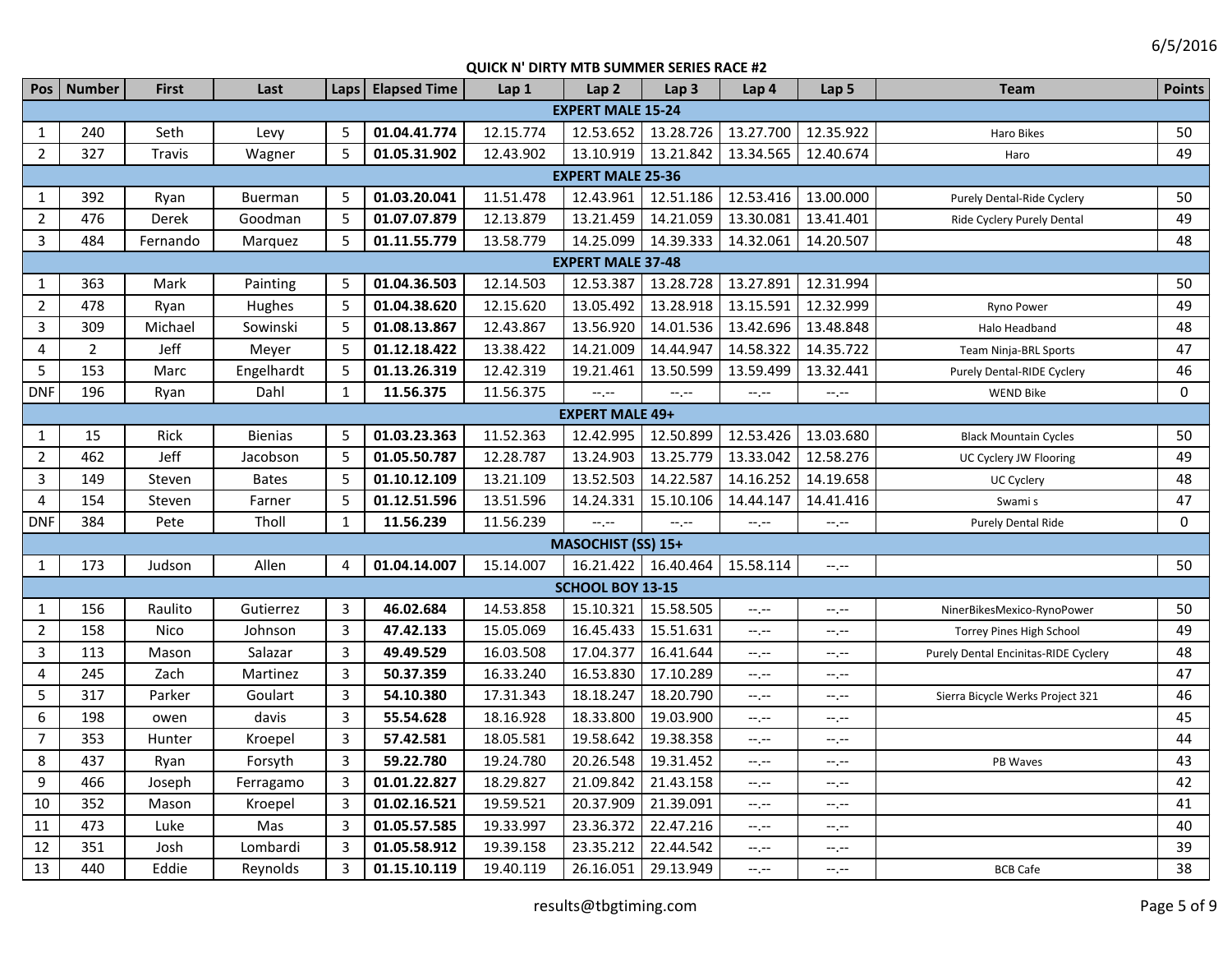6/5/2016

## QUICK N' DIRTY MTB SUMMER SERIES RACE #2

| Pos | Number | First | Last | Laps | Elapsed Time | Lap 1 | Lap 2 | Lap 3 | Lap 4 | Lap 5 | Team | Points |
|---|---|---|---|---|---|---|---|---|---|---|---|---|
| **EXPERT MALE 15-24** | | | | | | | | | | | | |
| 1 | 240 | Seth | Levy | 5 | **01.04.41.774** | 12.15.774 | 12.53.652 | 13.28.726 | 13.27.700 | 12.35.922 | Haro Bikes | 50 |
| 2 | 327 | Travis | Wagner | 5 | **01.05.31.902** | 12.43.902 | 13.10.919 | 13.21.842 | 13.34.565 | 12.40.674 | Haro | 49 |
| **EXPERT MALE 25-36** | | | | | | | | | | | | |
| 1 | 392 | Ryan | Buerman | 5 | **01.03.20.041** | 11.51.478 | 12.43.961 | 12.51.186 | 12.53.416 | 13.00.000 | Purely Dental-Ride Cyclery | 50 |
| 2 | 476 | Derek | Goodman | 5 | **01.07.07.879** | 12.13.879 | 13.21.459 | 14.21.059 | 13.30.081 | 13.41.401 | Ride Cyclery Purely Dental | 49 |
| 3 | 484 | Fernando | Marquez | 5 | **01.11.55.779** | 13.58.779 | 14.25.099 | 14.39.333 | 14.32.061 | 14.20.507 | | 48 |
| **EXPERT MALE 37-48** | | | | | | | | | | | | |
| 1 | 363 | Mark | Painting | 5 | **01.04.36.503** | 12.14.503 | 12.53.387 | 13.28.728 | 13.27.891 | 12.31.994 | | 50 |
| 2 | 478 | Ryan | Hughes | 5 | **01.04.38.620** | 12.15.620 | 13.05.492 | 13.28.918 | 13.15.591 | 12.32.999 | Ryno Power | 49 |
| 3 | 309 | Michael | Sowinski | 5 | **01.08.13.867** | 12.43.867 | 13.56.920 | 14.01.536 | 13.42.696 | 13.48.848 | Halo Headband | 48 |
| 4 | 2 | Jeff | Meyer | 5 | **01.12.18.422** | 13.38.422 | 14.21.009 | 14.44.947 | 14.58.322 | 14.35.722 | Team Ninja-BRL Sports | 47 |
| 5 | 153 | Marc | Engelhardt | 5 | **01.13.26.319** | 12.42.319 | 19.21.461 | 13.50.599 | 13.59.499 | 13.32.441 | Purely Dental-RIDE Cyclery | 46 |
| DNF | 196 | Ryan | Dahl | 1 | **11.56.375** | 11.56.375 | --.-- | --.-- | --.-- | --.-- | WEND Bike | 0 |
| **EXPERT MALE 49+** | | | | | | | | | | | | |
| 1 | 15 | Rick | Bienias | 5 | **01.03.23.363** | 11.52.363 | 12.42.995 | 12.50.899 | 12.53.426 | 13.03.680 | Black Mountain Cycles | 50 |
| 2 | 462 | Jeff | Jacobson | 5 | **01.05.50.787** | 12.28.787 | 13.24.903 | 13.25.779 | 13.33.042 | 12.58.276 | UC Cyclery JW Flooring | 49 |
| 3 | 149 | Steven | Bates | 5 | **01.10.12.109** | 13.21.109 | 13.52.503 | 14.22.587 | 14.16.252 | 14.19.658 | UC Cyclery | 48 |
| 4 | 154 | Steven | Farner | 5 | **01.12.51.596** | 13.51.596 | 14.24.331 | 15.10.106 | 14.44.147 | 14.41.416 | Swami s | 47 |
| DNF | 384 | Pete | Tholl | 1 | **11.56.239** | 11.56.239 | --.-- | --.-- | --.-- | --.-- | Purely Dental Ride | 0 |
| **MASOCHIST (SS) 15+** | | | | | | | | | | | | |
| 1 | 173 | Judson | Allen | 4 | **01.04.14.007** | 15.14.007 | 16.21.422 | 16.40.464 | 15.58.114 | --.-- | | 50 |
| **SCHOOL BOY 13-15** | | | | | | | | | | | | |
| 1 | 156 | Raulito | Gutierrez | 3 | **46.02.684** | 14.53.858 | 15.10.321 | 15.58.505 | --.-- | --.-- | NinerBikesMexico-RynoPower | 50 |
| 2 | 158 | Nico | Johnson | 3 | **47.42.133** | 15.05.069 | 16.45.433 | 15.51.631 | --.-- | --.-- | Torrey Pines High School | 49 |
| 3 | 113 | Mason | Salazar | 3 | **49.49.529** | 16.03.508 | 17.04.377 | 16.41.644 | --.-- | --.-- | Purely Dental Encinitas-RIDE Cyclery | 48 |
| 4 | 245 | Zach | Martinez | 3 | **50.37.359** | 16.33.240 | 16.53.830 | 17.10.289 | --.-- | --.-- | | 47 |
| 5 | 317 | Parker | Goulart | 3 | **54.10.380** | 17.31.343 | 18.18.247 | 18.20.790 | --.-- | --.-- | Sierra Bicycle Werks Project 321 | 46 |
| 6 | 198 | owen | davis | 3 | **55.54.628** | 18.16.928 | 18.33.800 | 19.03.900 | --.-- | --.-- | | 45 |
| 7 | 353 | Hunter | Kroepel | 3 | **57.42.581** | 18.05.581 | 19.58.642 | 19.38.358 | --.-- | --.-- | | 44 |
| 8 | 437 | Ryan | Forsyth | 3 | **59.22.780** | 19.24.780 | 20.26.548 | 19.31.452 | --.-- | --.-- | PB Waves | 43 |
| 9 | 466 | Joseph | Ferragamo | 3 | **01.01.22.827** | 18.29.827 | 21.09.842 | 21.43.158 | --.-- | --.-- | | 42 |
| 10 | 352 | Mason | Kroepel | 3 | **01.02.16.521** | 19.59.521 | 20.37.909 | 21.39.091 | --.-- | --.-- | | 41 |
| 11 | 473 | Luke | Mas | 3 | **01.05.57.585** | 19.33.997 | 23.36.372 | 22.47.216 | --.-- | --.-- | | 40 |
| 12 | 351 | Josh | Lombardi | 3 | **01.05.58.912** | 19.39.158 | 23.35.212 | 22.44.542 | --.-- | --.-- | | 39 |
| 13 | 440 | Eddie | Reynolds | 3 | **01.15.10.119** | 19.40.119 | 26.16.051 | 29.13.949 | --.-- | --.-- | BCB Cafe | 38 |

results@tbgtiming.com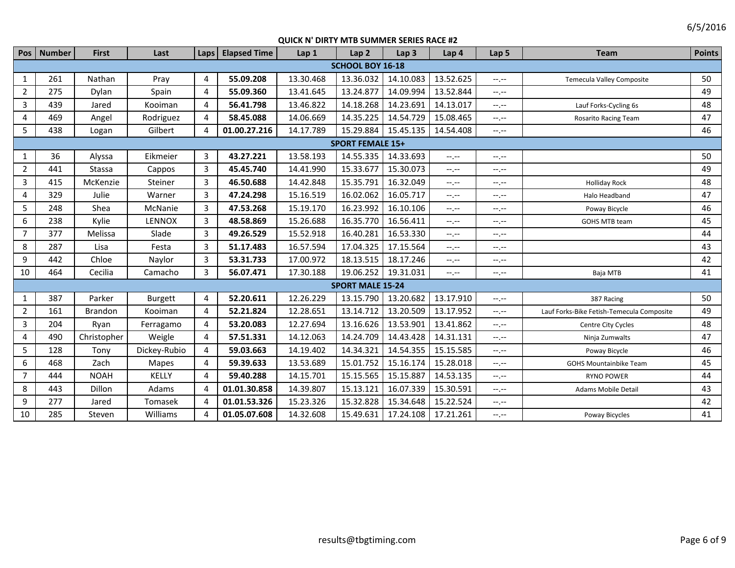6/5/2016

## QUICK N' DIRTY MTB SUMMER SERIES RACE #2

| Pos | Number | First | Last | Laps | Elapsed Time | Lap 1 | Lap 2 | Lap 3 | Lap 4 | Lap 5 | Team | Points |
|---|---|---|---|---|---|---|---|---|---|---|---|---|
| **SCHOOL BOY 16-18** | | | | | | | | | | | | |
| 1 | 261 | Nathan | Pray | 4 | **55.09.208** | 13.30.468 | 13.36.032 | 14.10.083 | 13.52.625 | --.-- | Temecula Valley Composite | 50 |
| 2 | 275 | Dylan | Spain | 4 | **55.09.360** | 13.41.645 | 13.24.877 | 14.09.994 | 13.52.844 | --.-- | | 49 |
| 3 | 439 | Jared | Kooiman | 4 | **56.41.798** | 13.46.822 | 14.18.268 | 14.23.691 | 14.13.017 | --.-- | Lauf Forks-Cycling 6s | 48 |
| 4 | 469 | Angel | Rodriguez | 4 | **58.45.088** | 14.06.669 | 14.35.225 | 14.54.729 | 15.08.465 | --.-- | Rosarito Racing Team | 47 |
| 5 | 438 | Logan | Gilbert | 4 | **01.00.27.216** | 14.17.789 | 15.29.884 | 15.45.135 | 14.54.408 | --.-- | | 46 |
| **SPORT FEMALE 15+** | | | | | | | | | | | | |
| 1 | 36 | Alyssa | Eikmeier | 3 | **43.27.221** | 13.58.193 | 14.55.335 | 14.33.693 | --.-- | --.-- | | 50 |
| 2 | 441 | Stassa | Cappos | 3 | **45.45.740** | 14.41.990 | 15.33.677 | 15.30.073 | --.-- | --.-- | | 49 |
| 3 | 415 | McKenzie | Steiner | 3 | **46.50.688** | 14.42.848 | 15.35.791 | 16.32.049 | --.-- | --.-- | Holliday Rock | 48 |
| 4 | 329 | Julie | Warner | 3 | **47.24.298** | 15.16.519 | 16.02.062 | 16.05.717 | --.-- | --.-- | Halo Headband | 47 |
| 5 | 248 | Shea | McNanie | 3 | **47.53.268** | 15.19.170 | 16.23.992 | 16.10.106 | --.-- | --.-- | Poway Bicycle | 46 |
| 6 | 238 | Kylie | LENNOX | 3 | **48.58.869** | 15.26.688 | 16.35.770 | 16.56.411 | --.-- | --.-- | GOHS MTB team | 45 |
| 7 | 377 | Melissa | Slade | 3 | **49.26.529** | 15.52.918 | 16.40.281 | 16.53.330 | --.-- | --.-- | | 44 |
| 8 | 287 | Lisa | Festa | 3 | **51.17.483** | 16.57.594 | 17.04.325 | 17.15.564 | --.-- | --.-- | | 43 |
| 9 | 442 | Chloe | Naylor | 3 | **53.31.733** | 17.00.972 | 18.13.515 | 18.17.246 | --.-- | --.-- | | 42 |
| 10 | 464 | Cecilia | Camacho | 3 | **56.07.471** | 17.30.188 | 19.06.252 | 19.31.031 | --.-- | --.-- | Baja MTB | 41 |
| **SPORT MALE 15-24** | | | | | | | | | | | | |
| 1 | 387 | Parker | Burgett | 4 | **52.20.611** | 12.26.229 | 13.15.790 | 13.20.682 | 13.17.910 | --.-- | 387 Racing | 50 |
| 2 | 161 | Brandon | Kooiman | 4 | **52.21.824** | 12.28.651 | 13.14.712 | 13.20.509 | 13.17.952 | --.-- | Lauf Forks-Bike Fetish-Temecula Composite | 49 |
| 3 | 204 | Ryan | Ferragamo | 4 | **53.20.083** | 12.27.694 | 13.16.626 | 13.53.901 | 13.41.862 | --.-- | Centre City Cycles | 48 |
| 4 | 490 | Christopher | Weigle | 4 | **57.51.331** | 14.12.063 | 14.24.709 | 14.43.428 | 14.31.131 | --.-- | Ninja Zumwalts | 47 |
| 5 | 128 | Tony | Dickey-Rubio | 4 | **59.03.663** | 14.19.402 | 14.34.321 | 14.54.355 | 15.15.585 | --.-- | Poway Bicycle | 46 |
| 6 | 468 | Zach | Mapes | 4 | **59.39.633** | 13.53.689 | 15.01.752 | 15.16.174 | 15.28.018 | --.-- | GOHS Mountainbike Team | 45 |
| 7 | 444 | NOAH | KELLY | 4 | **59.40.288** | 14.15.701 | 15.15.565 | 15.15.887 | 14.53.135 | --.-- | RYNO POWER | 44 |
| 8 | 443 | Dillon | Adams | 4 | **01.01.30.858** | 14.39.807 | 15.13.121 | 16.07.339 | 15.30.591 | --.-- | Adams Mobile Detail | 43 |
| 9 | 277 | Jared | Tomasek | 4 | **01.01.53.326** | 15.23.326 | 15.32.828 | 15.34.648 | 15.22.524 | --.-- | | 42 |
| 10 | 285 | Steven | Williams | 4 | **01.05.07.608** | 14.32.608 | 15.49.631 | 17.24.108 | 17.21.261 | --.-- | Poway Bicycles | 41 |

results@tbgtiming.com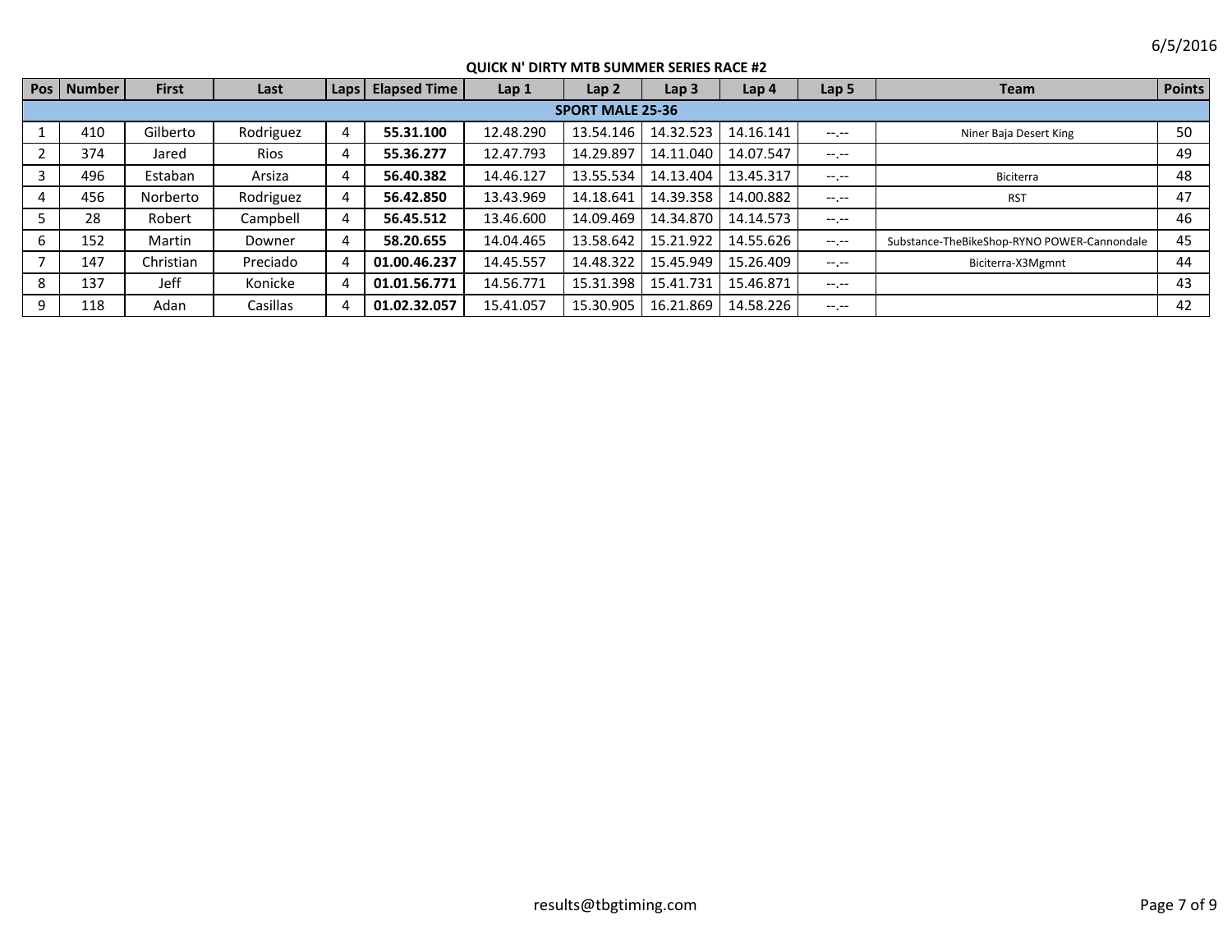6/5/2016

## QUICK N' DIRTY MTB SUMMER SERIES RACE #2

| Pos | Number | First | Last | Laps | Elapsed Time | Lap 1 | Lap 2 | Lap 3 | Lap 4 | Lap 5 | Team | Points |
|---|---|---|---|---|---|---|---|---|---|---|---|---|
| **SPORT MALE 25-36** | | | | | | | | | | | | |
| 1 | 410 | Gilberto | Rodriguez | 4 | **55.31.100** | 12.48.290 | 13.54.146 | 14.32.523 | 14.16.141 | --.-- | Niner Baja Desert King | 50 |
| 2 | 374 | Jared | Rios | 4 | **55.36.277** | 12.47.793 | 14.29.897 | 14.11.040 | 14.07.547 | --.-- | | 49 |
| 3 | 496 | Estaban | Arsiza | 4 | **56.40.382** | 14.46.127 | 13.55.534 | 14.13.404 | 13.45.317 | --.-- | Biciterra | 48 |
| 4 | 456 | Norberto | Rodriguez | 4 | **56.42.850** | 13.43.969 | 14.18.641 | 14.39.358 | 14.00.882 | --.-- | RST | 47 |
| 5 | 28 | Robert | Campbell | 4 | **56.45.512** | 13.46.600 | 14.09.469 | 14.34.870 | 14.14.573 | --.-- | | 46 |
| 6 | 152 | Martin | Downer | 4 | **58.20.655** | 14.04.465 | 13.58.642 | 15.21.922 | 14.55.626 | --.-- | Substance-TheBikeShop-RYNO POWER-Cannondale | 45 |
| 7 | 147 | Christian | Preciado | 4 | **01.00.46.237** | 14.45.557 | 14.48.322 | 15.45.949 | 15.26.409 | --.-- | Biciterra-X3Mgmnt | 44 |
| 8 | 137 | Jeff | Konicke | 4 | **01.01.56.771** | 14.56.771 | 15.31.398 | 15.41.731 | 15.46.871 | --.-- | | 43 |
| 9 | 118 | Adan | Casillas | 4 | **01.02.32.057** | 15.41.057 | 15.30.905 | 16.21.869 | 14.58.226 | --.-- | | 42 |

results@tbgtiming.com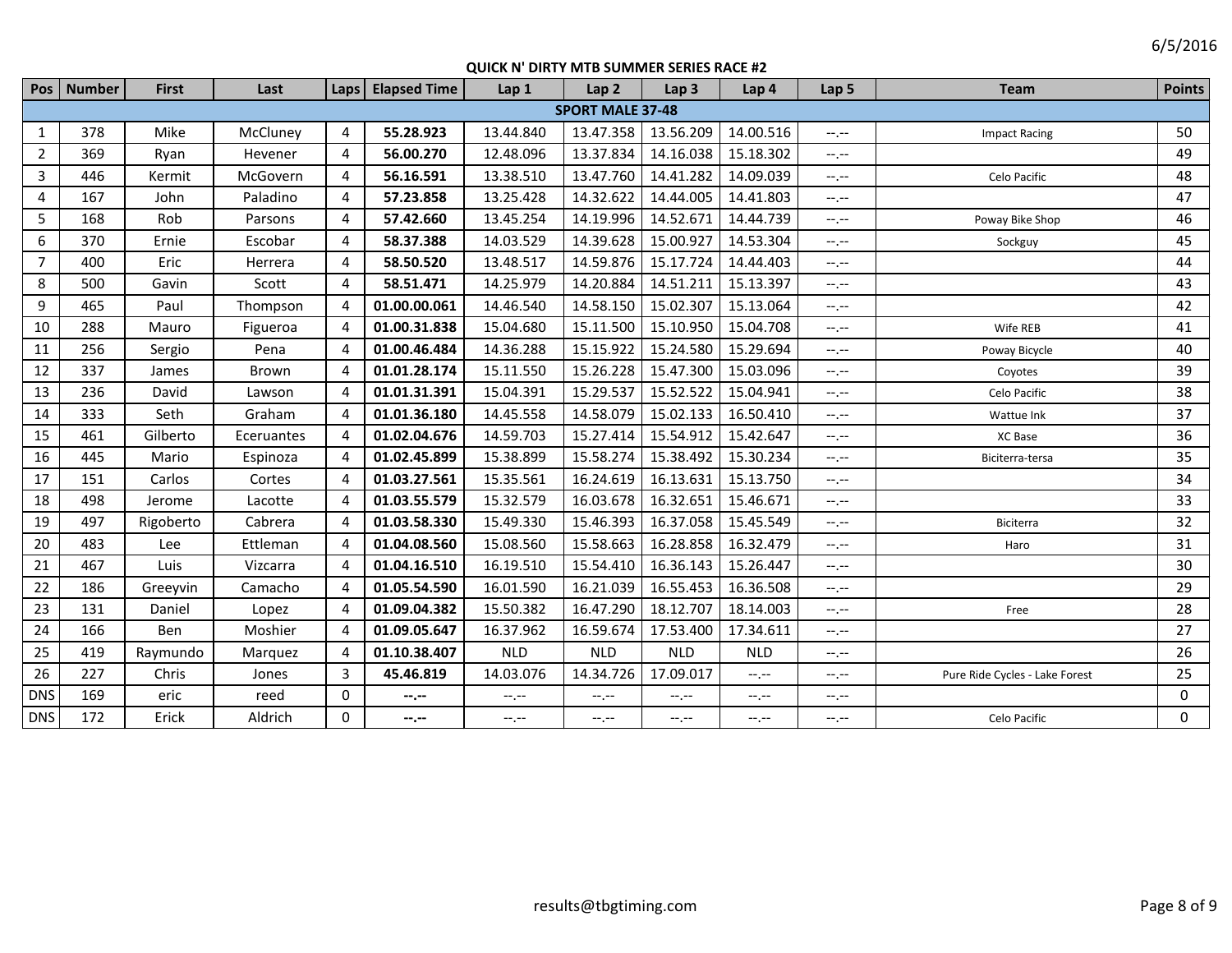6/5/2016

## QUICK N' DIRTY MTB SUMMER SERIES RACE #2

| Pos | Number | First | Last | Laps | Elapsed Time | Lap 1 | Lap 2 | Lap 3 | Lap 4 | Lap 5 | Team | Points |
|---|---|---|---|---|---|---|---|---|---|---|---|---|
| **SPORT MALE 37-48** | | | | | | | | | | | | |
| 1 | 378 | Mike | McCluney | 4 | **55.28.923** | 13.44.840 | 13.47.358 | 13.56.209 | 14.00.516 | --.-- | Impact Racing | 50 |
| 2 | 369 | Ryan | Hevener | 4 | **56.00.270** | 12.48.096 | 13.37.834 | 14.16.038 | 15.18.302 | --.-- | | 49 |
| 3 | 446 | Kermit | McGovern | 4 | **56.16.591** | 13.38.510 | 13.47.760 | 14.41.282 | 14.09.039 | --.-- | Celo Pacific | 48 |
| 4 | 167 | John | Paladino | 4 | **57.23.858** | 13.25.428 | 14.32.622 | 14.44.005 | 14.41.803 | --.-- | | 47 |
| 5 | 168 | Rob | Parsons | 4 | **57.42.660** | 13.45.254 | 14.19.996 | 14.52.671 | 14.44.739 | --.-- | Poway Bike Shop | 46 |
| 6 | 370 | Ernie | Escobar | 4 | **58.37.388** | 14.03.529 | 14.39.628 | 15.00.927 | 14.53.304 | --.-- | Sockguy | 45 |
| 7 | 400 | Eric | Herrera | 4 | **58.50.520** | 13.48.517 | 14.59.876 | 15.17.724 | 14.44.403 | --.-- | | 44 |
| 8 | 500 | Gavin | Scott | 4 | **58.51.471** | 14.25.979 | 14.20.884 | 14.51.211 | 15.13.397 | --.-- | | 43 |
| 9 | 465 | Paul | Thompson | 4 | **01.00.00.061** | 14.46.540 | 14.58.150 | 15.02.307 | 15.13.064 | --.-- | | 42 |
| 10 | 288 | Mauro | Figueroa | 4 | **01.00.31.838** | 15.04.680 | 15.11.500 | 15.10.950 | 15.04.708 | --.-- | Wife REB | 41 |
| 11 | 256 | Sergio | Pena | 4 | **01.00.46.484** | 14.36.288 | 15.15.922 | 15.24.580 | 15.29.694 | --.-- | Poway Bicycle | 40 |
| 12 | 337 | James | Brown | 4 | **01.01.28.174** | 15.11.550 | 15.26.228 | 15.47.300 | 15.03.096 | --.-- | Coyotes | 39 |
| 13 | 236 | David | Lawson | 4 | **01.01.31.391** | 15.04.391 | 15.29.537 | 15.52.522 | 15.04.941 | --.-- | Celo Pacific | 38 |
| 14 | 333 | Seth | Graham | 4 | **01.01.36.180** | 14.45.558 | 14.58.079 | 15.02.133 | 16.50.410 | --.-- | Wattue Ink | 37 |
| 15 | 461 | Gilberto | Eceruantes | 4 | **01.02.04.676** | 14.59.703 | 15.27.414 | 15.54.912 | 15.42.647 | --.-- | XC Base | 36 |
| 16 | 445 | Mario | Espinoza | 4 | **01.02.45.899** | 15.38.899 | 15.58.274 | 15.38.492 | 15.30.234 | --.-- | Biciterra-tersa | 35 |
| 17 | 151 | Carlos | Cortes | 4 | **01.03.27.561** | 15.35.561 | 16.24.619 | 16.13.631 | 15.13.750 | --.-- | | 34 |
| 18 | 498 | Jerome | Lacotte | 4 | **01.03.55.579** | 15.32.579 | 16.03.678 | 16.32.651 | 15.46.671 | --.-- | | 33 |
| 19 | 497 | Rigoberto | Cabrera | 4 | **01.03.58.330** | 15.49.330 | 15.46.393 | 16.37.058 | 15.45.549 | --.-- | Biciterra | 32 |
| 20 | 483 | Lee | Ettleman | 4 | **01.04.08.560** | 15.08.560 | 15.58.663 | 16.28.858 | 16.32.479 | --.-- | Haro | 31 |
| 21 | 467 | Luis | Vizcarra | 4 | **01.04.16.510** | 16.19.510 | 15.54.410 | 16.36.143 | 15.26.447 | --.-- | | 30 |
| 22 | 186 | Greeyvin | Camacho | 4 | **01.05.54.590** | 16.01.590 | 16.21.039 | 16.55.453 | 16.36.508 | --.-- | | 29 |
| 23 | 131 | Daniel | Lopez | 4 | **01.09.04.382** | 15.50.382 | 16.47.290 | 18.12.707 | 18.14.003 | --.-- | Free | 28 |
| 24 | 166 | Ben | Moshier | 4 | **01.09.05.647** | 16.37.962 | 16.59.674 | 17.53.400 | 17.34.611 | --.-- | | 27 |
| 25 | 419 | Raymundo | Marquez | 4 | **01.10.38.407** | NLD | NLD | NLD | NLD | --.-- | | 26 |
| 26 | 227 | Chris | Jones | 3 | **45.46.819** | 14.03.076 | 14.34.726 | 17.09.017 | --.-- | --.-- | Pure Ride Cycles - Lake Forest | 25 |
| DNS | 169 | eric | reed | 0 | **--.--** | --.-- | --.-- | --.-- | --.-- | --.-- | | 0 |
| DNS | 172 | Erick | Aldrich | 0 | **--.--** | --.-- | --.-- | --.-- | --.-- | --.-- | Celo Pacific | 0 |

results@tbgtiming.com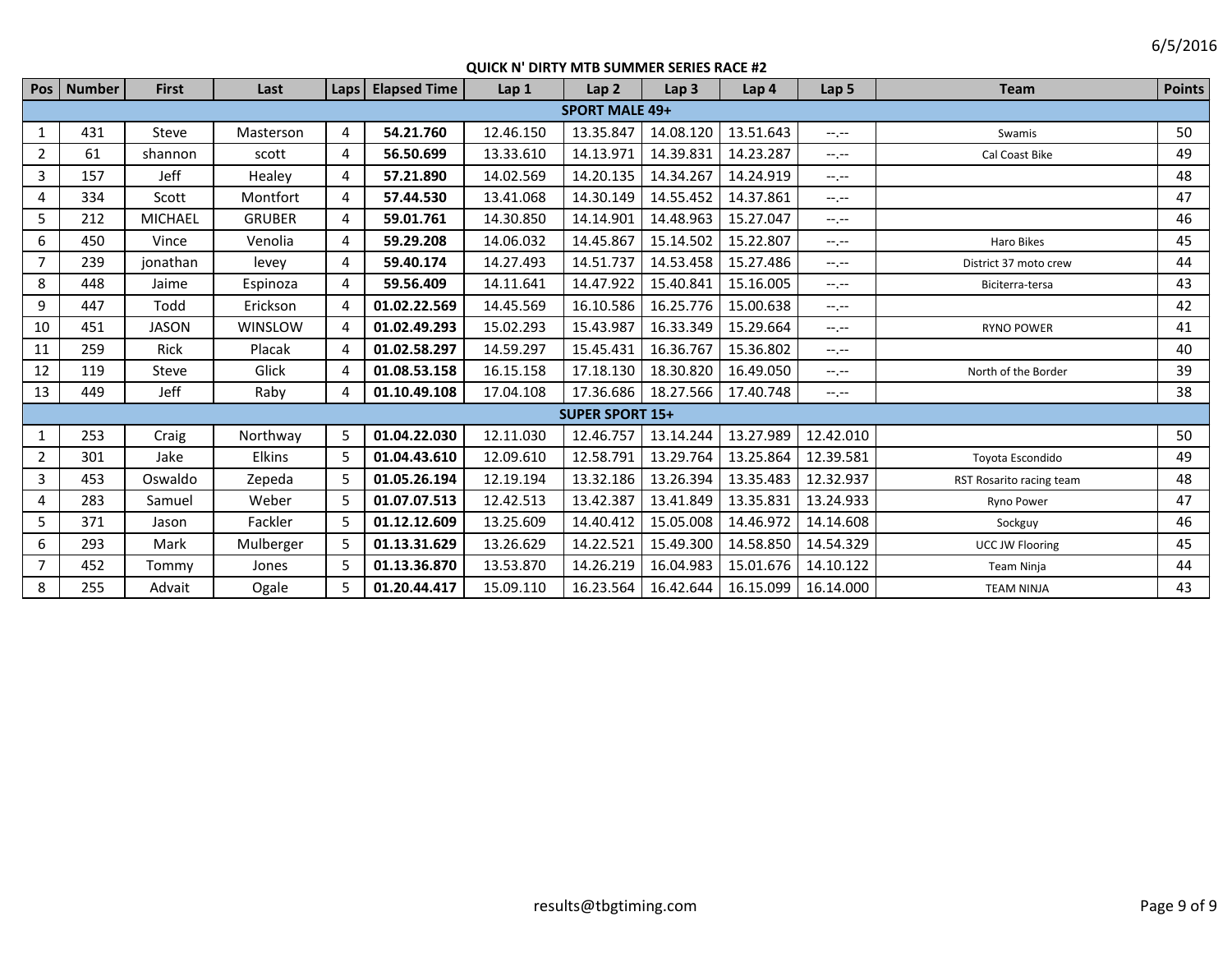6/5/2016

**QUICK N' DIRTY MTB SUMMER SERIES RACE #2**

| Pos | Number | First | Last | Laps | Elapsed Time | Lap 1 | Lap 2 | Lap 3 | Lap 4 | Lap 5 | Team | Points |
|---|---|---|---|---|---|---|---|---|---|---|---|---|
| **SPORT MALE 49+** | | | | | | | | | | | | |
| 1 | 431 | Steve | Masterson | 4 | **54.21.760** | 12.46.150 | 13.35.847 | 14.08.120 | 13.51.643 | --.-- | Swamis | 50 |
| 2 | 61 | shannon | scott | 4 | **56.50.699** | 13.33.610 | 14.13.971 | 14.39.831 | 14.23.287 | --.-- | Cal Coast Bike | 49 |
| 3 | 157 | Jeff | Healey | 4 | **57.21.890** | 14.02.569 | 14.20.135 | 14.34.267 | 14.24.919 | --.-- | | 48 |
| 4 | 334 | Scott | Montfort | 4 | **57.44.530** | 13.41.068 | 14.30.149 | 14.55.452 | 14.37.861 | --.-- | | 47 |
| 5 | 212 | MICHAEL | GRUBER | 4 | **59.01.761** | 14.30.850 | 14.14.901 | 14.48.963 | 15.27.047 | --.-- | | 46 |
| 6 | 450 | Vince | Venolia | 4 | **59.29.208** | 14.06.032 | 14.45.867 | 15.14.502 | 15.22.807 | --.-- | Haro Bikes | 45 |
| 7 | 239 | jonathan | levey | 4 | **59.40.174** | 14.27.493 | 14.51.737 | 14.53.458 | 15.27.486 | --.-- | District 37 moto crew | 44 |
| 8 | 448 | Jaime | Espinoza | 4 | **59.56.409** | 14.11.641 | 14.47.922 | 15.40.841 | 15.16.005 | --.-- | Biciterra-tersa | 43 |
| 9 | 447 | Todd | Erickson | 4 | **01.02.22.569** | 14.45.569 | 16.10.586 | 16.25.776 | 15.00.638 | --.-- | | 42 |
| 10 | 451 | JASON | WINSLOW | 4 | **01.02.49.293** | 15.02.293 | 15.43.987 | 16.33.349 | 15.29.664 | --.-- | RYNO POWER | 41 |
| 11 | 259 | Rick | Placak | 4 | **01.02.58.297** | 14.59.297 | 15.45.431 | 16.36.767 | 15.36.802 | --.-- | | 40 |
| 12 | 119 | Steve | Glick | 4 | **01.08.53.158** | 16.15.158 | 17.18.130 | 18.30.820 | 16.49.050 | --.-- | North of the Border | 39 |
| 13 | 449 | Jeff | Raby | 4 | **01.10.49.108** | 17.04.108 | 17.36.686 | 18.27.566 | 17.40.748 | --.-- | | 38 |
| **SUPER SPORT 15+** | | | | | | | | | | | | |
| 1 | 253 | Craig | Northway | 5 | **01.04.22.030** | 12.11.030 | 12.46.757 | 13.14.244 | 13.27.989 | 12.42.010 | | 50 |
| 2 | 301 | Jake | Elkins | 5 | **01.04.43.610** | 12.09.610 | 12.58.791 | 13.29.764 | 13.25.864 | 12.39.581 | Toyota Escondido | 49 |
| 3 | 453 | Oswaldo | Zepeda | 5 | **01.05.26.194** | 12.19.194 | 13.32.186 | 13.26.394 | 13.35.483 | 12.32.937 | RST Rosarito racing team | 48 |
| 4 | 283 | Samuel | Weber | 5 | **01.07.07.513** | 12.42.513 | 13.42.387 | 13.41.849 | 13.35.831 | 13.24.933 | Ryno Power | 47 |
| 5 | 371 | Jason | Fackler | 5 | **01.12.12.609** | 13.25.609 | 14.40.412 | 15.05.008 | 14.46.972 | 14.14.608 | Sockguy | 46 |
| 6 | 293 | Mark | Mulberger | 5 | **01.13.31.629** | 13.26.629 | 14.22.521 | 15.49.300 | 14.58.850 | 14.54.329 | UCC JW Flooring | 45 |
| 7 | 452 | Tommy | Jones | 5 | **01.13.36.870** | 13.53.870 | 14.26.219 | 16.04.983 | 15.01.676 | 14.10.122 | Team Ninja | 44 |
| 8 | 255 | Advait | Ogale | 5 | **01.20.44.417** | 15.09.110 | 16.23.564 | 16.42.644 | 16.15.099 | 16.14.000 | TEAM NINJA | 43 |

results@tbgtiming.com